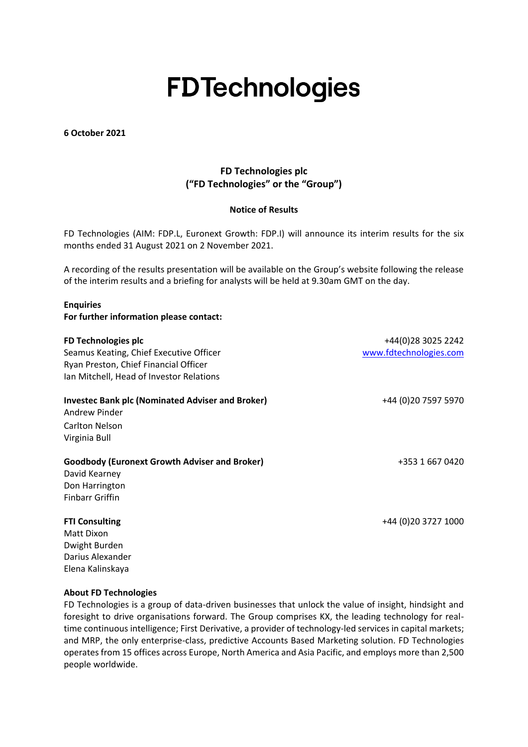# FDTechnologies

**6 October 2021**

**FD Technologies plc**
**("FD Technologies" or the "Group")**

**Notice of Results**

FD Technologies (AIM: FDP.L, Euronext Growth: FDP.I) will announce its interim results for the six months ended 31 August 2021 on 2 November 2021.

A recording of the results presentation will be available on the Group's website following the release of the interim results and a briefing for analysts will be held at 9.30am GMT on the day.

**Enquiries**
**For further information please contact:**

| | |
|---|---|
| **FD Technologies plc** | +44(0)28 3025 2242 |
| Seamus Keating, Chief Executive Officer | www.fdtechnologies.com |
| Ryan Preston, Chief Financial Officer | |
| Ian Mitchell, Head of Investor Relations | |
| | |
| **Investec Bank plc (Nominated Adviser and Broker)** | +44 (0)20 7597 5970 |
| Andrew Pinder | |
| Carlton Nelson | |
| Virginia Bull | |
| | |
| **Goodbody (Euronext Growth Adviser and Broker)** | +353 1 667 0420 |
| David Kearney | |
| Don Harrington | |
| Finbarr Griffin | |
| | |
| **FTI Consulting** | +44 (0)20 3727 1000 |
| Matt Dixon | |
| Dwight Burden | |
| Darius Alexander | |
| Elena Kalinskaya | |

**About FD Technologies**
FD Technologies is a group of data-driven businesses that unlock the value of insight, hindsight and foresight to drive organisations forward. The Group comprises KX, the leading technology for real-time continuous intelligence; First Derivative, a provider of technology-led services in capital markets; and MRP, the only enterprise-class, predictive Accounts Based Marketing solution. FD Technologies operates from 15 offices across Europe, North America and Asia Pacific, and employs more than 2,500 people worldwide.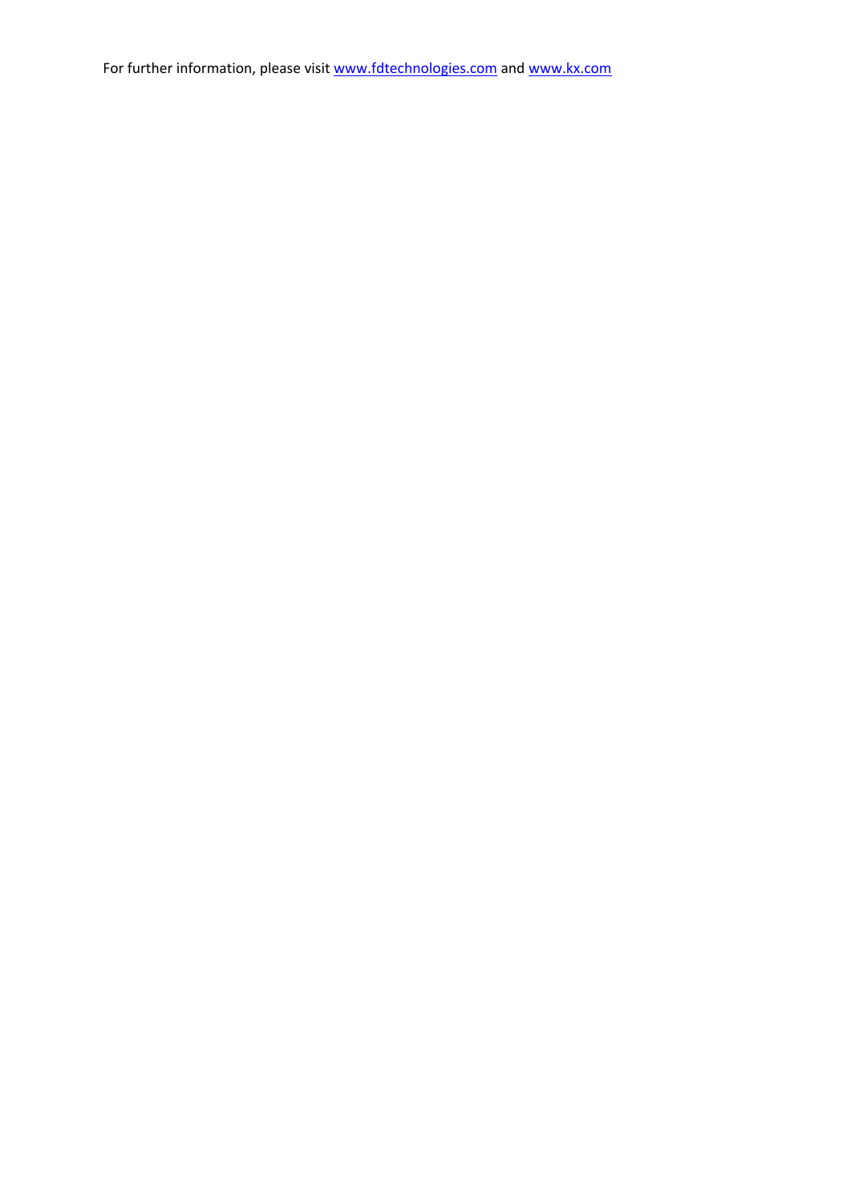For further information, please visit [www.fdtechnologies.com](http://www.fdtechnologies.com) and [www.kx.com](http://www.kx.com)